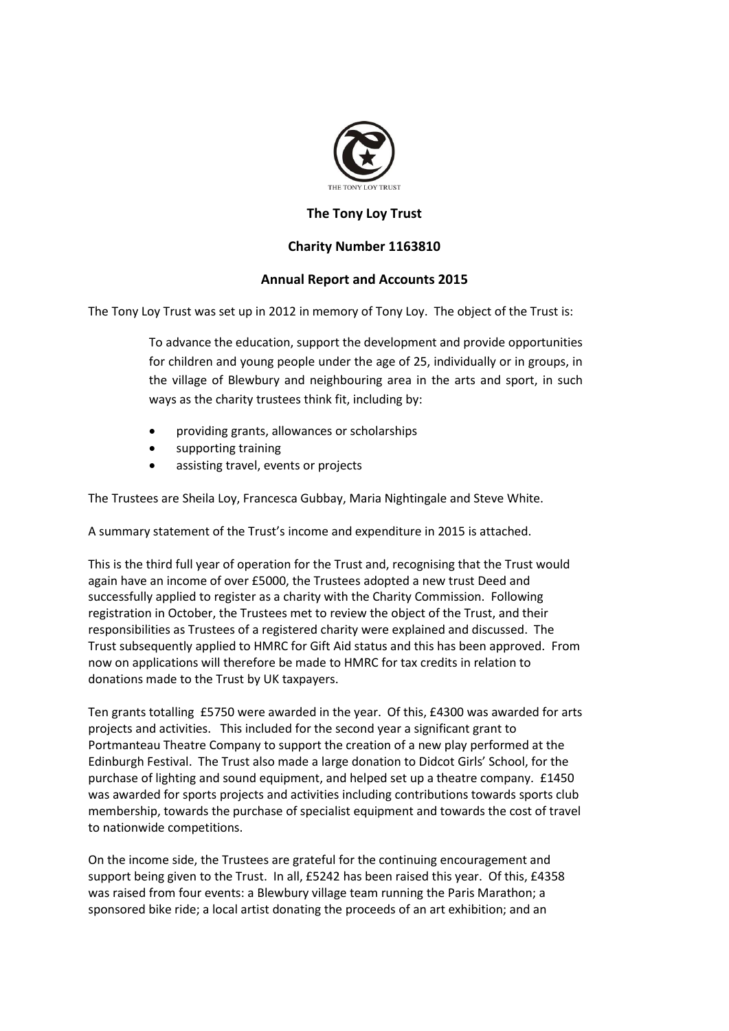THE TONY LOY TRUST

**The Tony Loy Trust**

**Charity Number 1163810**

**Annual Report and Accounts 2015**

The Tony Loy Trust was set up in 2012 in memory of Tony Loy. The object of the Trust is:

> To advance the education, support the development and provide opportunities for children and young people under the age of 25, individually or in groups, in the village of Blewbury and neighbouring area in the arts and sport, in such ways as the charity trustees think fit, including by:
>
> - providing grants, allowances or scholarships
> - supporting training
> - assisting travel, events or projects

The Trustees are Sheila Loy, Francesca Gubbay, Maria Nightingale and Steve White.

A summary statement of the Trust's income and expenditure in 2015 is attached.

This is the third full year of operation for the Trust and, recognising that the Trust would again have an income of over £5000, the Trustees adopted a new trust Deed and successfully applied to register as a charity with the Charity Commission. Following registration in October, the Trustees met to review the object of the Trust, and their responsibilities as Trustees of a registered charity were explained and discussed. The Trust subsequently applied to HMRC for Gift Aid status and this has been approved. From now on applications will therefore be made to HMRC for tax credits in relation to donations made to the Trust by UK taxpayers.

Ten grants totalling £5750 were awarded in the year. Of this, £4300 was awarded for arts projects and activities. This included for the second year a significant grant to Portmanteau Theatre Company to support the creation of a new play performed at the Edinburgh Festival. The Trust also made a large donation to Didcot Girls' School, for the purchase of lighting and sound equipment, and helped set up a theatre company. £1450 was awarded for sports projects and activities including contributions towards sports club membership, towards the purchase of specialist equipment and towards the cost of travel to nationwide competitions.

On the income side, the Trustees are grateful for the continuing encouragement and support being given to the Trust. In all, £5242 has been raised this year. Of this, £4358 was raised from four events: a Blewbury village team running the Paris Marathon; a sponsored bike ride; a local artist donating the proceeds of an art exhibition; and an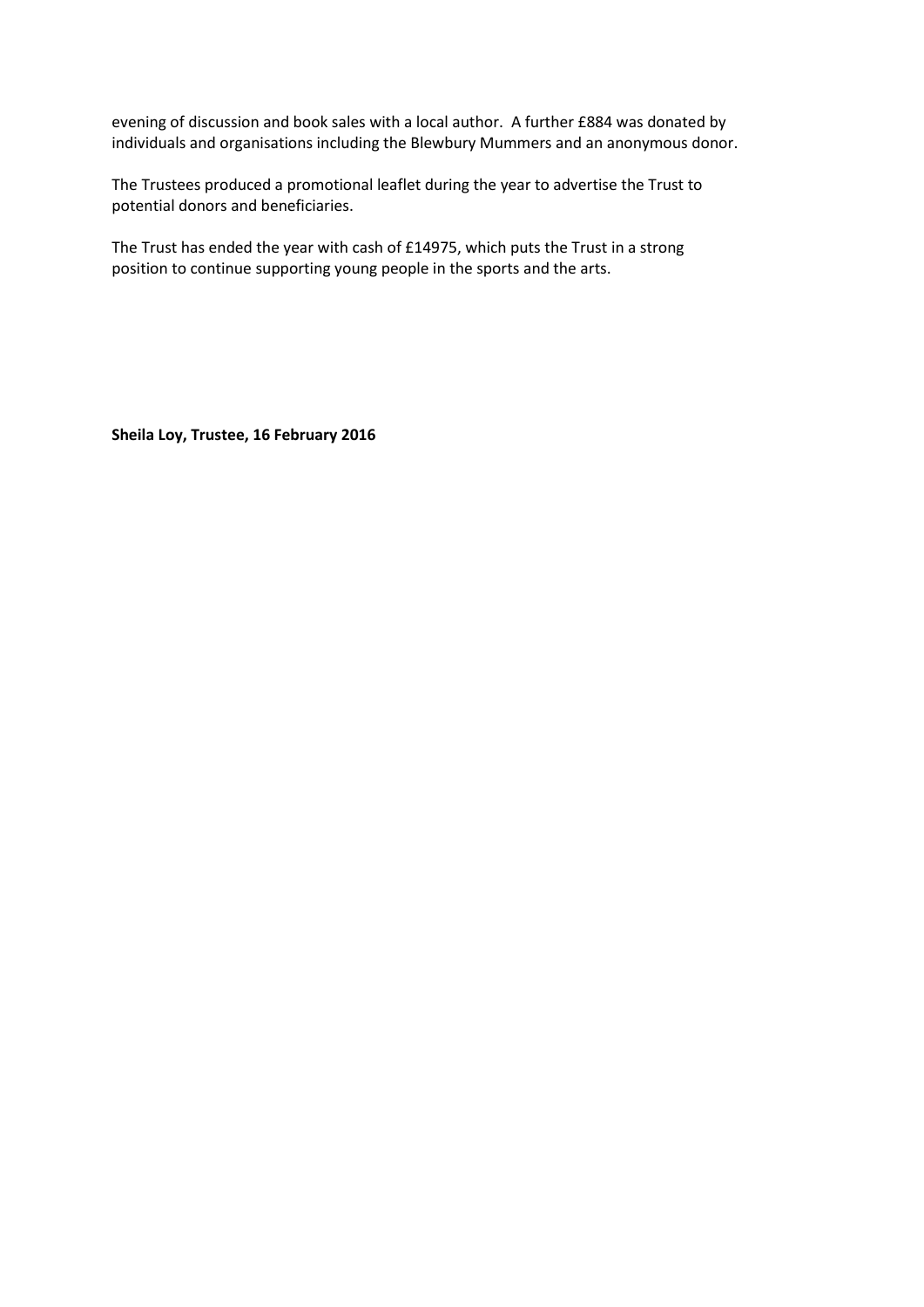evening of discussion and book sales with a local author. A further £884 was donated by individuals and organisations including the Blewbury Mummers and an anonymous donor.

The Trustees produced a promotional leaflet during the year to advertise the Trust to potential donors and beneficiaries.

The Trust has ended the year with cash of £14975, which puts the Trust in a strong position to continue supporting young people in the sports and the arts.

**Sheila Loy, Trustee, 16 February 2016**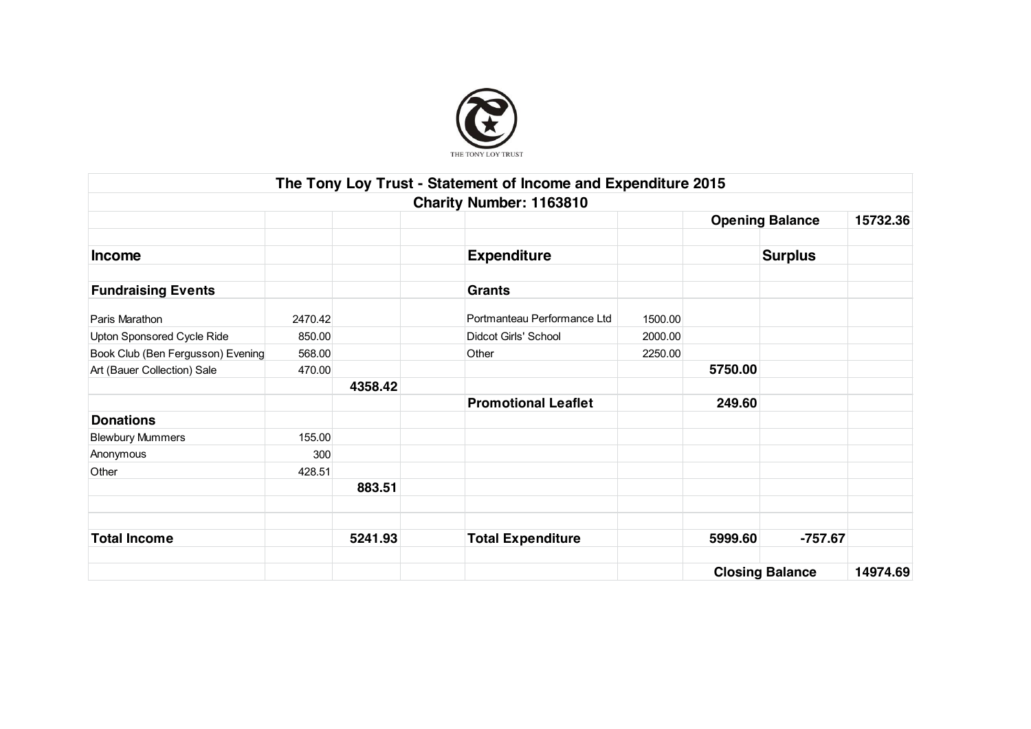THE TONY LOY TRUST

| | | | | | | | | |
|---|---|---|---|---|---|---|---|---|
| **The Tony Loy Trust - Statement of Income and Expenditure 2015** | | | | | | | | |
| **Charity Number: 1163810** | | | | | | | | |
| | | | | | | **Opening Balance** | | **15732.36** |
| | | | | | | | | |
| **Income** | | | | **Expenditure** | | | **Surplus** | |
| | | | | | | | | |
| **Fundraising Events** | | | | **Grants** | | | | |
| Paris Marathon | 2470.42 | | | Portmanteau Performance Ltd | 1500.00 | | | |
| Upton Sponsored Cycle Ride | 850.00 | | | Didcot Girls' School | 2000.00 | | | |
| Book Club (Ben Fergusson) Evening | 568.00 | | | Other | 2250.00 | | | |
| Art (Bauer Collection) Sale | 470.00 | | | | | **5750.00** | | |
| | | **4358.42** | | | | | | |
| | | | | **Promotional Leaflet** | | **249.60** | | |
| **Donations** | | | | | | | | |
| Blewbury Mummers | 155.00 | | | | | | | |
| Anonymous | 300 | | | | | | | |
| Other | 428.51 | | | | | | | |
| | | **883.51** | | | | | | |
| | | | | | | | | |
| | | | | | | | | |
| **Total Income** | | **5241.93** | | **Total Expenditure** | | **5999.60** | **-757.67** | |
| | | | | | | | | |
| | | | | | | **Closing Balance** | | **14974.69** |